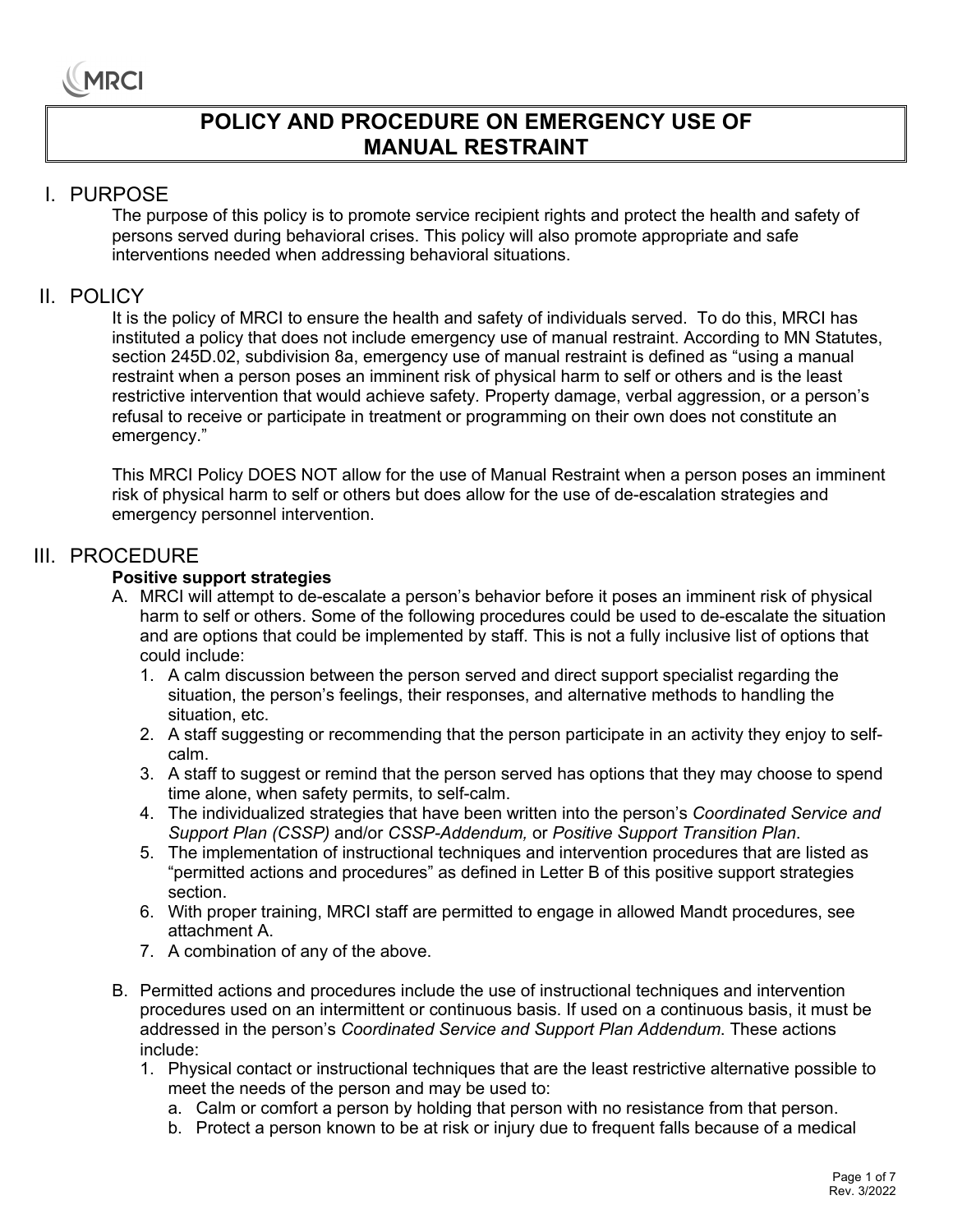# POLICY AND PROCEDURE ON EMERGENCY USE OF MANUAL RESTRAINT

## I. PURPOSE

The purpose of this policy is to promote service recipient rights and protect the health and safety of persons served during behavioral crises. This policy will also promote appropriate and safe interventions needed when addressing behavioral situations.

## II. POLICY

It is the policy of MRCI to ensure the health and safety of individuals served. To do this, MRCI has instituted a policy that does not include emergency use of manual restraint. According to MN Statutes, section 245D.02, subdivision 8a, emergency use of manual restraint is defined as "using a manual restraint when a person poses an imminent risk of physical harm to self or others and is the least restrictive intervention that would achieve safety. Property damage, verbal aggression, or a person's refusal to receive or participate in treatment or programming on their own does not constitute an emergency."

This MRCI Policy DOES NOT allow for the use of Manual Restraint when a person poses an imminent risk of physical harm to self or others but does allow for the use of de-escalation strategies and emergency personnel intervention.

## III. PROCEDURE

**Positive support strategies**

A. MRCI will attempt to de-escalate a person's behavior before it poses an imminent risk of physical harm to self or others. Some of the following procedures could be used to de-escalate the situation and are options that could be implemented by staff. This is not a fully inclusive list of options that could include:
   1. A calm discussion between the person served and direct support specialist regarding the situation, the person's feelings, their responses, and alternative methods to handling the situation, etc.
   2. A staff suggesting or recommending that the person participate in an activity they enjoy to self-calm.
   3. A staff to suggest or remind that the person served has options that they may choose to spend time alone, when safety permits, to self-calm.
   4. The individualized strategies that have been written into the person's *Coordinated Service and Support Plan (CSSP)* and/or *CSSP-Addendum,* or *Positive Support Transition Plan*.
   5. The implementation of instructional techniques and intervention procedures that are listed as "permitted actions and procedures" as defined in Letter B of this positive support strategies section.
   6. With proper training, MRCI staff are permitted to engage in allowed Mandt procedures, see attachment A.
   7. A combination of any of the above.

B. Permitted actions and procedures include the use of instructional techniques and intervention procedures used on an intermittent or continuous basis. If used on a continuous basis, it must be addressed in the person's *Coordinated Service and Support Plan Addendum*. These actions include:
   1. Physical contact or instructional techniques that are the least restrictive alternative possible to meet the needs of the person and may be used to:
      a. Calm or comfort a person by holding that person with no resistance from that person.
      b. Protect a person known to be at risk or injury due to frequent falls because of a medical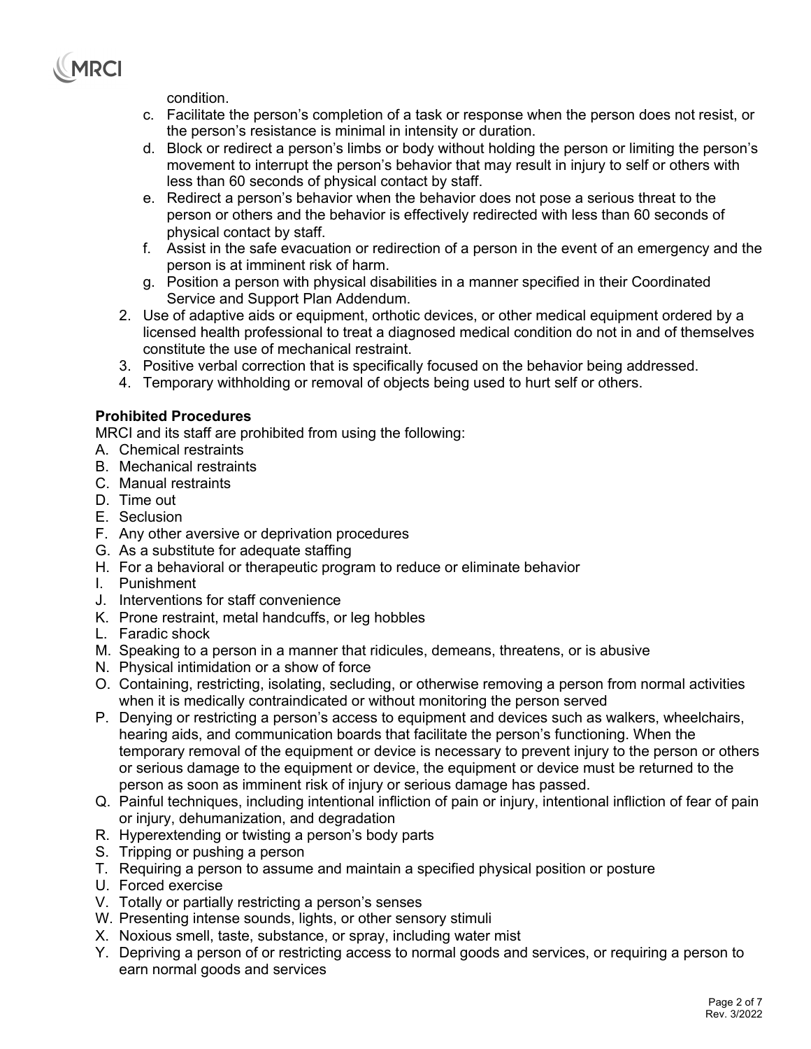condition.

   c. Facilitate the person's completion of a task or response when the person does not resist, or the person's resistance is minimal in intensity or duration.
   d. Block or redirect a person's limbs or body without holding the person or limiting the person's movement to interrupt the person's behavior that may result in injury to self or others with less than 60 seconds of physical contact by staff.
   e. Redirect a person's behavior when the behavior does not pose a serious threat to the person or others and the behavior is effectively redirected with less than 60 seconds of physical contact by staff.
   f. Assist in the safe evacuation or redirection of a person in the event of an emergency and the person is at imminent risk of harm.
   g. Position a person with physical disabilities in a manner specified in their Coordinated Service and Support Plan Addendum.
2. Use of adaptive aids or equipment, orthotic devices, or other medical equipment ordered by a licensed health professional to treat a diagnosed medical condition do not in and of themselves constitute the use of mechanical restraint.
3. Positive verbal correction that is specifically focused on the behavior being addressed.
4. Temporary withholding or removal of objects being used to hurt self or others.

**Prohibited Procedures**

MRCI and its staff are prohibited from using the following:

A. Chemical restraints
B. Mechanical restraints
C. Manual restraints
D. Time out
E. Seclusion
F. Any other aversive or deprivation procedures
G. As a substitute for adequate staffing
H. For a behavioral or therapeutic program to reduce or eliminate behavior
I. Punishment
J. Interventions for staff convenience
K. Prone restraint, metal handcuffs, or leg hobbles
L. Faradic shock
M. Speaking to a person in a manner that ridicules, demeans, threatens, or is abusive
N. Physical intimidation or a show of force
O. Containing, restricting, isolating, secluding, or otherwise removing a person from normal activities when it is medically contraindicated or without monitoring the person served
P. Denying or restricting a person's access to equipment and devices such as walkers, wheelchairs, hearing aids, and communication boards that facilitate the person's functioning. When the temporary removal of the equipment or device is necessary to prevent injury to the person or others or serious damage to the equipment or device, the equipment or device must be returned to the person as soon as imminent risk of injury or serious damage has passed.
Q. Painful techniques, including intentional infliction of pain or injury, intentional infliction of fear of pain or injury, dehumanization, and degradation
R. Hyperextending or twisting a person's body parts
S. Tripping or pushing a person
T. Requiring a person to assume and maintain a specified physical position or posture
U. Forced exercise
V. Totally or partially restricting a person's senses
W. Presenting intense sounds, lights, or other sensory stimuli
X. Noxious smell, taste, substance, or spray, including water mist
Y. Depriving a person of or restricting access to normal goods and services, or requiring a person to earn normal goods and services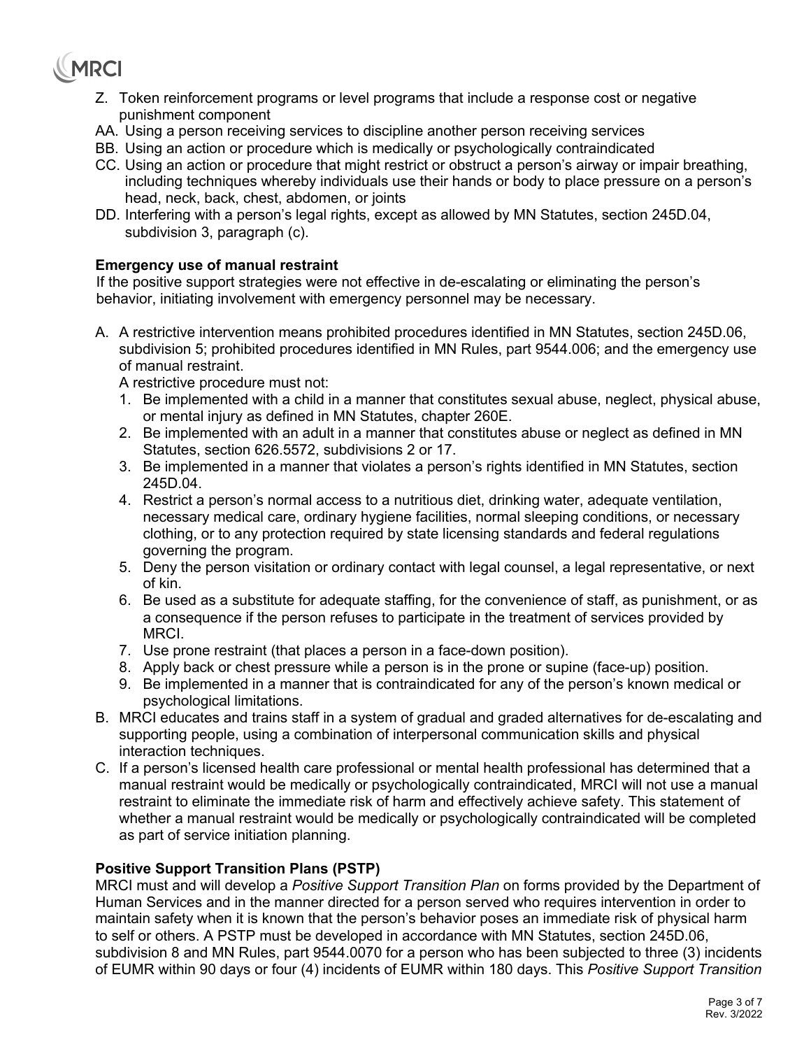Z. Token reinforcement programs or level programs that include a response cost or negative punishment component
AA. Using a person receiving services to discipline another person receiving services
BB. Using an action or procedure which is medically or psychologically contraindicated
CC. Using an action or procedure that might restrict or obstruct a person's airway or impair breathing, including techniques whereby individuals use their hands or body to place pressure on a person's head, neck, back, chest, abdomen, or joints
DD. Interfering with a person's legal rights, except as allowed by MN Statutes, section 245D.04, subdivision 3, paragraph (c).

**Emergency use of manual restraint**

If the positive support strategies were not effective in de-escalating or eliminating the person's behavior, initiating involvement with emergency personnel may be necessary.

A. A restrictive intervention means prohibited procedures identified in MN Statutes, section 245D.06, subdivision 5; prohibited procedures identified in MN Rules, part 9544.006; and the emergency use of manual restraint.
   A restrictive procedure must not:
   1. Be implemented with a child in a manner that constitutes sexual abuse, neglect, physical abuse, or mental injury as defined in MN Statutes, chapter 260E.
   2. Be implemented with an adult in a manner that constitutes abuse or neglect as defined in MN Statutes, section 626.5572, subdivisions 2 or 17.
   3. Be implemented in a manner that violates a person's rights identified in MN Statutes, section 245D.04.
   4. Restrict a person's normal access to a nutritious diet, drinking water, adequate ventilation, necessary medical care, ordinary hygiene facilities, normal sleeping conditions, or necessary clothing, or to any protection required by state licensing standards and federal regulations governing the program.
   5. Deny the person visitation or ordinary contact with legal counsel, a legal representative, or next of kin.
   6. Be used as a substitute for adequate staffing, for the convenience of staff, as punishment, or as a consequence if the person refuses to participate in the treatment of services provided by MRCI.
   7. Use prone restraint (that places a person in a face-down position).
   8. Apply back or chest pressure while a person is in the prone or supine (face-up) position.
   9. Be implemented in a manner that is contraindicated for any of the person's known medical or psychological limitations.
B. MRCI educates and trains staff in a system of gradual and graded alternatives for de-escalating and supporting people, using a combination of interpersonal communication skills and physical interaction techniques.
C. If a person's licensed health care professional or mental health professional has determined that a manual restraint would be medically or psychologically contraindicated, MRCI will not use a manual restraint to eliminate the immediate risk of harm and effectively achieve safety. This statement of whether a manual restraint would be medically or psychologically contraindicated will be completed as part of service initiation planning.

**Positive Support Transition Plans (PSTP)**

MRCI must and will develop a *Positive Support Transition Plan* on forms provided by the Department of Human Services and in the manner directed for a person served who requires intervention in order to maintain safety when it is known that the person's behavior poses an immediate risk of physical harm to self or others. A PSTP must be developed in accordance with MN Statutes, section 245D.06, subdivision 8 and MN Rules, part 9544.0070 for a person who has been subjected to three (3) incidents of EUMR within 90 days or four (4) incidents of EUMR within 180 days. This *Positive Support Transition*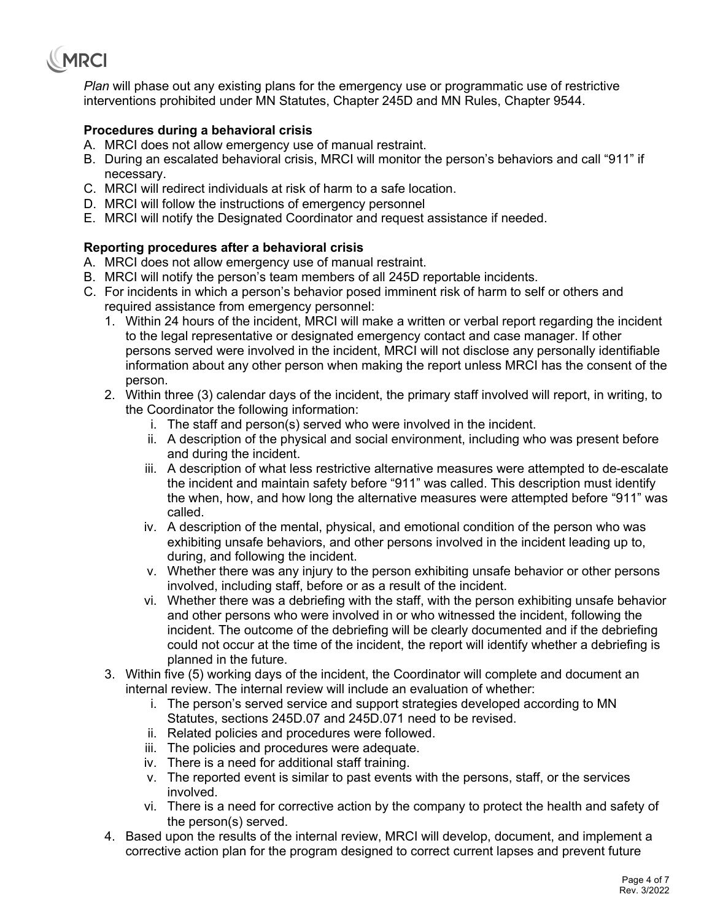*Plan* will phase out any existing plans for the emergency use or programmatic use of restrictive interventions prohibited under MN Statutes, Chapter 245D and MN Rules, Chapter 9544.

**Procedures during a behavioral crisis**

A. MRCI does not allow emergency use of manual restraint.
B. During an escalated behavioral crisis, MRCI will monitor the person's behaviors and call "911" if necessary.
C. MRCI will redirect individuals at risk of harm to a safe location.
D. MRCI will follow the instructions of emergency personnel
E. MRCI will notify the Designated Coordinator and request assistance if needed.

**Reporting procedures after a behavioral crisis**

A. MRCI does not allow emergency use of manual restraint.
B. MRCI will notify the person's team members of all 245D reportable incidents.
C. For incidents in which a person's behavior posed imminent risk of harm to self or others and required assistance from emergency personnel:
   1. Within 24 hours of the incident, MRCI will make a written or verbal report regarding the incident to the legal representative or designated emergency contact and case manager. If other persons served were involved in the incident, MRCI will not disclose any personally identifiable information about any other person when making the report unless MRCI has the consent of the person.
   2. Within three (3) calendar days of the incident, the primary staff involved will report, in writing, to the Coordinator the following information:
      i. The staff and person(s) served who were involved in the incident.
      ii. A description of the physical and social environment, including who was present before and during the incident.
      iii. A description of what less restrictive alternative measures were attempted to de-escalate the incident and maintain safety before "911" was called. This description must identify the when, how, and how long the alternative measures were attempted before "911" was called.
      iv. A description of the mental, physical, and emotional condition of the person who was exhibiting unsafe behaviors, and other persons involved in the incident leading up to, during, and following the incident.
      v. Whether there was any injury to the person exhibiting unsafe behavior or other persons involved, including staff, before or as a result of the incident.
      vi. Whether there was a debriefing with the staff, with the person exhibiting unsafe behavior and other persons who were involved in or who witnessed the incident, following the incident. The outcome of the debriefing will be clearly documented and if the debriefing could not occur at the time of the incident, the report will identify whether a debriefing is planned in the future.
   3. Within five (5) working days of the incident, the Coordinator will complete and document an internal review. The internal review will include an evaluation of whether:
      i. The person's served service and support strategies developed according to MN Statutes, sections 245D.07 and 245D.071 need to be revised.
      ii. Related policies and procedures were followed.
      iii. The policies and procedures were adequate.
      iv. There is a need for additional staff training.
      v. The reported event is similar to past events with the persons, staff, or the services involved.
      vi. There is a need for corrective action by the company to protect the health and safety of the person(s) served.
   4. Based upon the results of the internal review, MRCI will develop, document, and implement a corrective action plan for the program designed to correct current lapses and prevent future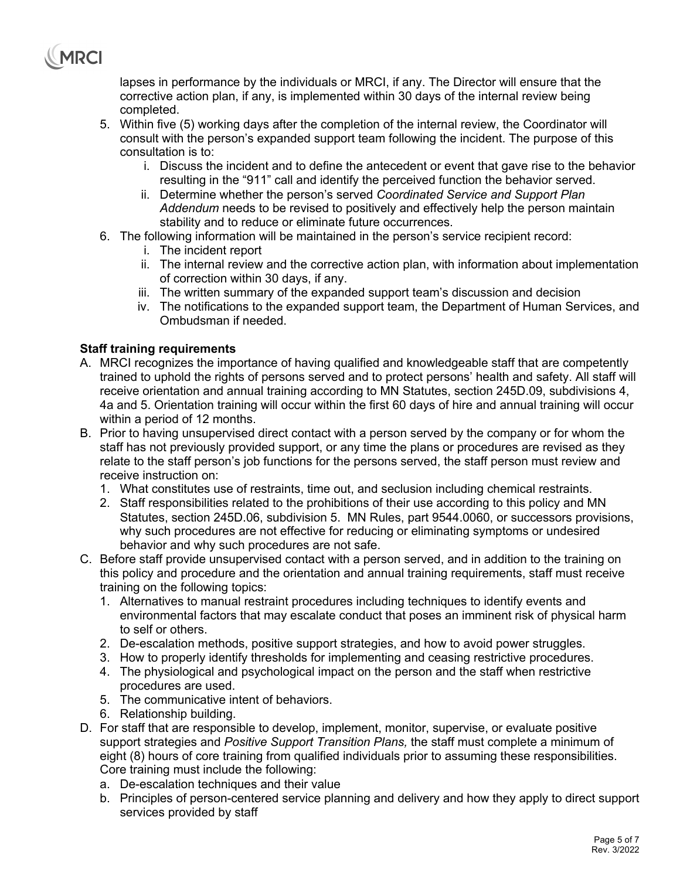lapses in performance by the individuals or MRCI, if any. The Director will ensure that the corrective action plan, if any, is implemented within 30 days of the internal review being completed.

5. Within five (5) working days after the completion of the internal review, the Coordinator will consult with the person's expanded support team following the incident. The purpose of this consultation is to:
   i. Discuss the incident and to define the antecedent or event that gave rise to the behavior resulting in the "911" call and identify the perceived function the behavior served.
   ii. Determine whether the person's served *Coordinated Service and Support Plan Addendum* needs to be revised to positively and effectively help the person maintain stability and to reduce or eliminate future occurrences.
6. The following information will be maintained in the person's service recipient record:
   i. The incident report
   ii. The internal review and the corrective action plan, with information about implementation of correction within 30 days, if any.
   iii. The written summary of the expanded support team's discussion and decision
   iv. The notifications to the expanded support team, the Department of Human Services, and Ombudsman if needed.

**Staff training requirements**

A. MRCI recognizes the importance of having qualified and knowledgeable staff that are competently trained to uphold the rights of persons served and to protect persons' health and safety. All staff will receive orientation and annual training according to MN Statutes, section 245D.09, subdivisions 4, 4a and 5. Orientation training will occur within the first 60 days of hire and annual training will occur within a period of 12 months.

B. Prior to having unsupervised direct contact with a person served by the company or for whom the staff has not previously provided support, or any time the plans or procedures are revised as they relate to the staff person's job functions for the persons served, the staff person must review and receive instruction on:
   1. What constitutes use of restraints, time out, and seclusion including chemical restraints.
   2. Staff responsibilities related to the prohibitions of their use according to this policy and MN Statutes, section 245D.06, subdivision 5. MN Rules, part 9544.0060, or successors provisions, why such procedures are not effective for reducing or eliminating symptoms or undesired behavior and why such procedures are not safe.

C. Before staff provide unsupervised contact with a person served, and in addition to the training on this policy and procedure and the orientation and annual training requirements, staff must receive training on the following topics:
   1. Alternatives to manual restraint procedures including techniques to identify events and environmental factors that may escalate conduct that poses an imminent risk of physical harm to self or others.
   2. De-escalation methods, positive support strategies, and how to avoid power struggles.
   3. How to properly identify thresholds for implementing and ceasing restrictive procedures.
   4. The physiological and psychological impact on the person and the staff when restrictive procedures are used.
   5. The communicative intent of behaviors.
   6. Relationship building.

D. For staff that are responsible to develop, implement, monitor, supervise, or evaluate positive support strategies and *Positive Support Transition Plans,* the staff must complete a minimum of eight (8) hours of core training from qualified individuals prior to assuming these responsibilities. Core training must include the following:
   a. De-escalation techniques and their value
   b. Principles of person-centered service planning and delivery and how they apply to direct support services provided by staff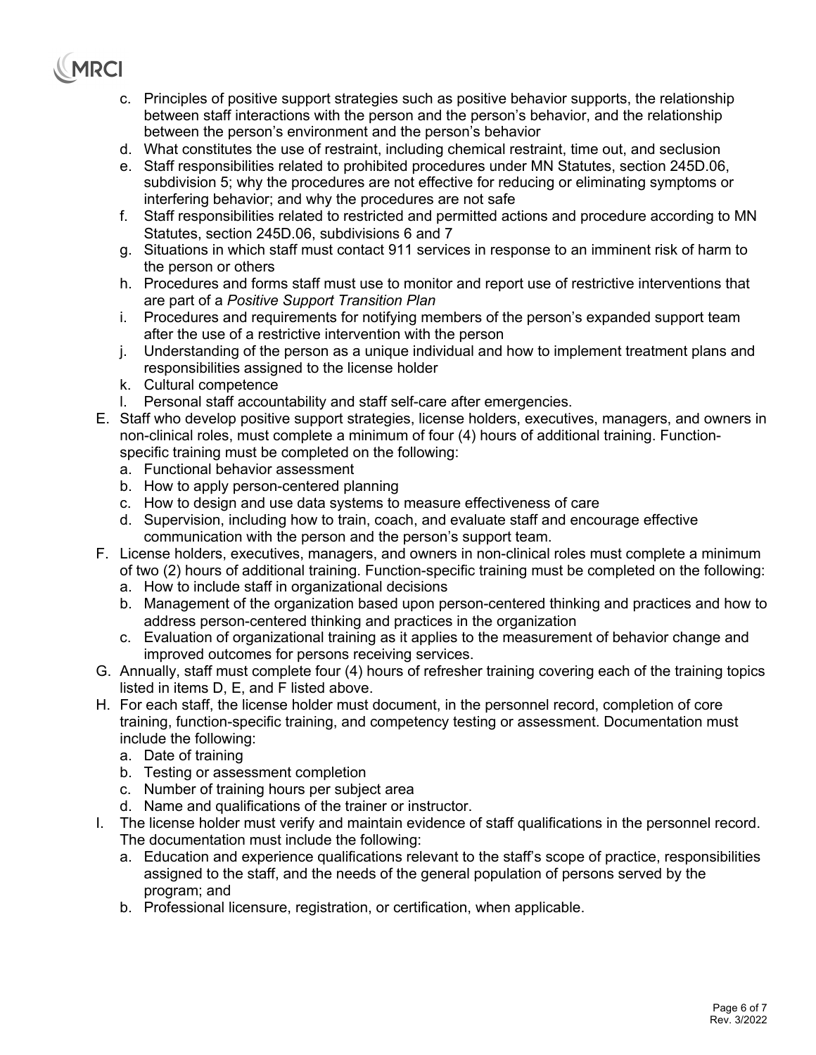c. Principles of positive support strategies such as positive behavior supports, the relationship between staff interactions with the person and the person's behavior, and the relationship between the person's environment and the person's behavior
   d. What constitutes the use of restraint, including chemical restraint, time out, and seclusion
   e. Staff responsibilities related to prohibited procedures under MN Statutes, section 245D.06, subdivision 5; why the procedures are not effective for reducing or eliminating symptoms or interfering behavior; and why the procedures are not safe
   f. Staff responsibilities related to restricted and permitted actions and procedure according to MN Statutes, section 245D.06, subdivisions 6 and 7
   g. Situations in which staff must contact 911 services in response to an imminent risk of harm to the person or others
   h. Procedures and forms staff must use to monitor and report use of restrictive interventions that are part of a *Positive Support Transition Plan*
   i. Procedures and requirements for notifying members of the person's expanded support team after the use of a restrictive intervention with the person
   j. Understanding of the person as a unique individual and how to implement treatment plans and responsibilities assigned to the license holder
   k. Cultural competence
   l. Personal staff accountability and staff self-care after emergencies.

E. Staff who develop positive support strategies, license holders, executives, managers, and owners in non-clinical roles, must complete a minimum of four (4) hours of additional training. Function-specific training must be completed on the following:
   a. Functional behavior assessment
   b. How to apply person-centered planning
   c. How to design and use data systems to measure effectiveness of care
   d. Supervision, including how to train, coach, and evaluate staff and encourage effective communication with the person and the person's support team.

F. License holders, executives, managers, and owners in non-clinical roles must complete a minimum of two (2) hours of additional training. Function-specific training must be completed on the following:
   a. How to include staff in organizational decisions
   b. Management of the organization based upon person-centered thinking and practices and how to address person-centered thinking and practices in the organization
   c. Evaluation of organizational training as it applies to the measurement of behavior change and improved outcomes for persons receiving services.

G. Annually, staff must complete four (4) hours of refresher training covering each of the training topics listed in items D, E, and F listed above.

H. For each staff, the license holder must document, in the personnel record, completion of core training, function-specific training, and competency testing or assessment. Documentation must include the following:
   a. Date of training
   b. Testing or assessment completion
   c. Number of training hours per subject area
   d. Name and qualifications of the trainer or instructor.

I. The license holder must verify and maintain evidence of staff qualifications in the personnel record. The documentation must include the following:
   a. Education and experience qualifications relevant to the staff's scope of practice, responsibilities assigned to the staff, and the needs of the general population of persons served by the program; and
   b. Professional licensure, registration, or certification, when applicable.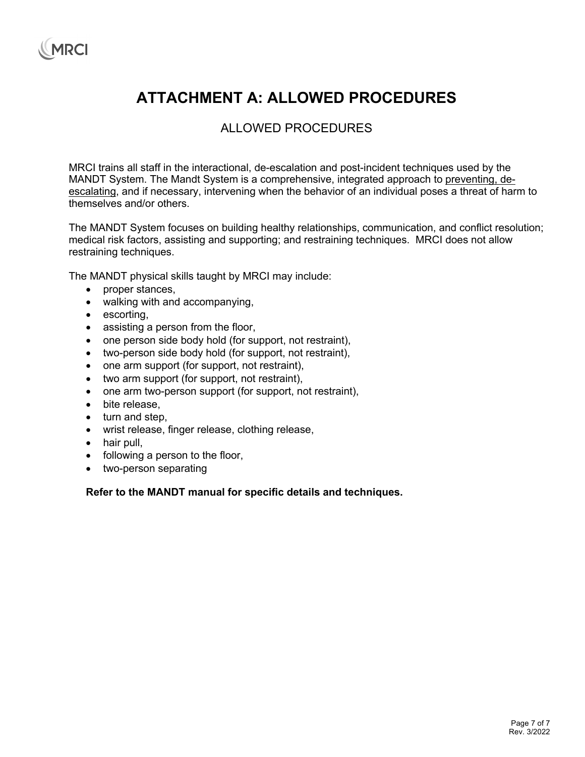# ATTACHMENT A: ALLOWED PROCEDURES

## ALLOWED PROCEDURES

MRCI trains all staff in the interactional, de-escalation and post-incident techniques used by the MANDT System. The Mandt System is a comprehensive, integrated approach to preventing, de-escalating, and if necessary, intervening when the behavior of an individual poses a threat of harm to themselves and/or others.

The MANDT System focuses on building healthy relationships, communication, and conflict resolution; medical risk factors, assisting and supporting; and restraining techniques. MRCI does not allow restraining techniques.

The MANDT physical skills taught by MRCI may include:

- proper stances,
- walking with and accompanying,
- escorting,
- assisting a person from the floor,
- one person side body hold (for support, not restraint),
- two-person side body hold (for support, not restraint),
- one arm support (for support, not restraint),
- two arm support (for support, not restraint),
- one arm two-person support (for support, not restraint),
- bite release,
- turn and step,
- wrist release, finger release, clothing release,
- hair pull,
- following a person to the floor,
- two-person separating

**Refer to the MANDT manual for specific details and techniques.**

Rev. 3/2022